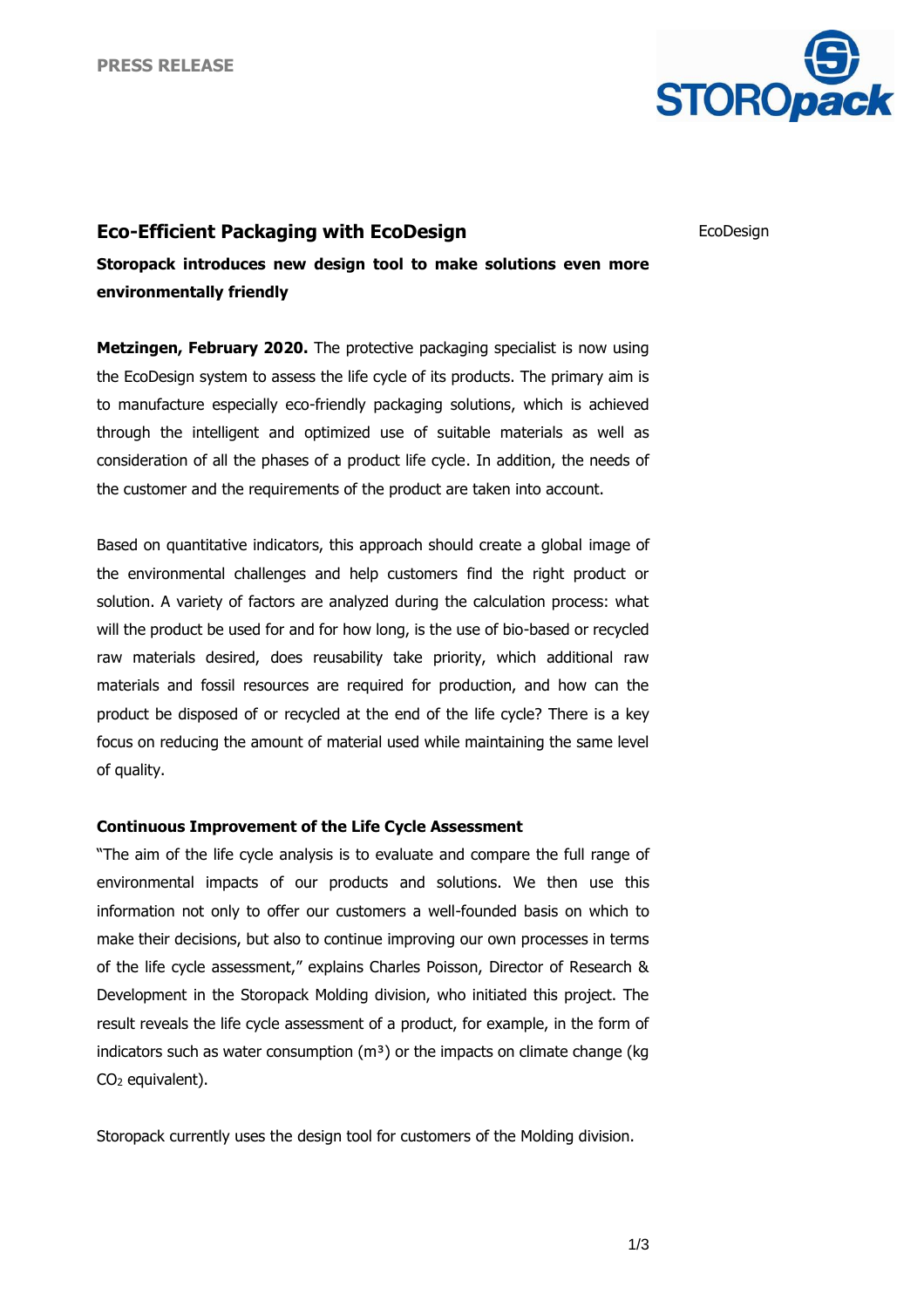PRESS RELEASE

EcoDesign

# Eco-Efficient Packaging with EcoDesign

**Storopack introduces new design tool to make solutions even more environmentally friendly**

**Metzingen, February 2020.** The protective packaging specialist is now using the EcoDesign system to assess the life cycle of its products. The primary aim is to manufacture especially eco-friendly packaging solutions, which is achieved through the intelligent and optimized use of suitable materials as well as consideration of all the phases of a product life cycle. In addition, the needs of the customer and the requirements of the product are taken into account.

Based on quantitative indicators, this approach should create a global image of the environmental challenges and help customers find the right product or solution. A variety of factors are analyzed during the calculation process: what will the product be used for and for how long, is the use of bio-based or recycled raw materials desired, does reusability take priority, which additional raw materials and fossil resources are required for production, and how can the product be disposed of or recycled at the end of the life cycle? There is a key focus on reducing the amount of material used while maintaining the same level of quality.

### Continuous Improvement of the Life Cycle Assessment

"The aim of the life cycle analysis is to evaluate and compare the full range of environmental impacts of our products and solutions. We then use this information not only to offer our customers a well-founded basis on which to make their decisions, but also to continue improving our own processes in terms of the life cycle assessment," explains Charles Poisson, Director of Research & Development in the Storopack Molding division, who initiated this project. The result reveals the life cycle assessment of a product, for example, in the form of indicators such as water consumption ($m^3$) or the impacts on climate change (kg $CO_2$ equivalent).

Storopack currently uses the design tool for customers of the Molding division.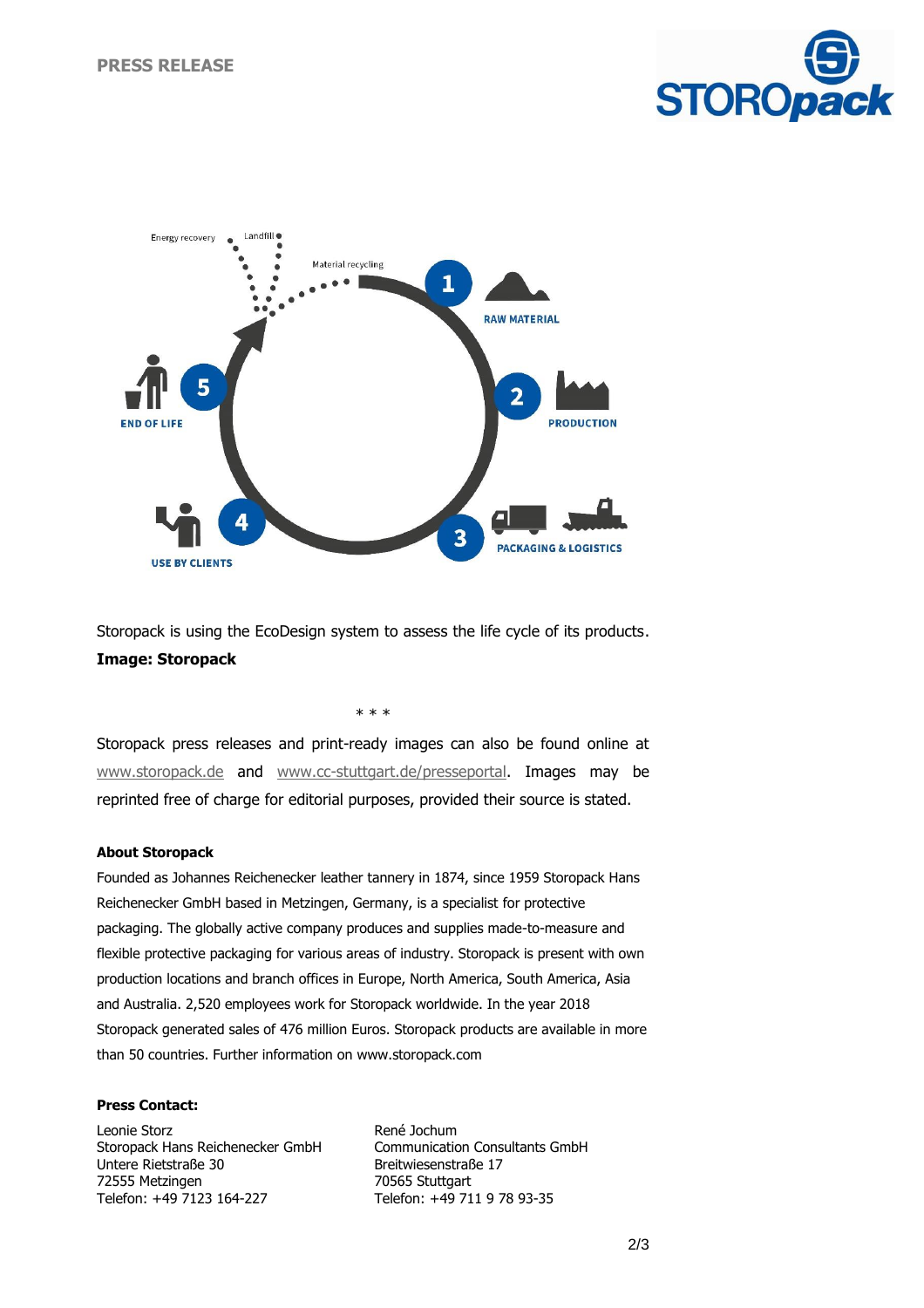Storopack is using the EcoDesign system to assess the life cycle of its products.
**Image: Storopack**

\* \* \*

Storopack press releases and print-ready images can also be found online at www.storopack.de and www.cc-stuttgart.de/presseportal. Images may be reprinted free of charge for editorial purposes, provided their source is stated.

#### About Storopack

Founded as Johannes Reichenecker leather tannery in 1874, since 1959 Storopack Hans Reichenecker GmbH based in Metzingen, Germany, is a specialist for protective packaging. The globally active company produces and supplies made-to-measure and flexible protective packaging for various areas of industry. Storopack is present with own production locations and branch offices in Europe, North America, South America, Asia and Australia. 2,520 employees work for Storopack worldwide. In the year 2018 Storopack generated sales of 476 million Euros. Storopack products are available in more than 50 countries. Further information on www.storopack.com

#### Press Contact:

Leonie Storz
Storopack Hans Reichenecker GmbH
Untere Rietstraße 30
72555 Metzingen
Telefon: +49 7123 164-227

René Jochum
Communication Consultants GmbH
Breitwiesenstraße 17
70565 Stuttgart
Telefon: +49 711 9 78 93-35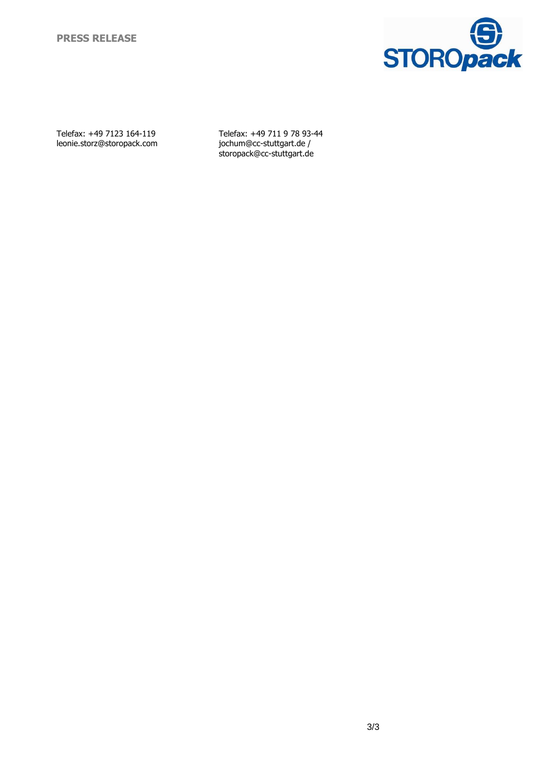| | |
|---|---|
| Telefax: +49 7123 164-119 | Telefax: +49 711 9 78 93-44 |
| leonie.storz@storopack.com | jochum@cc-stuttgart.de / |
| | storopack@cc-stuttgart.de |